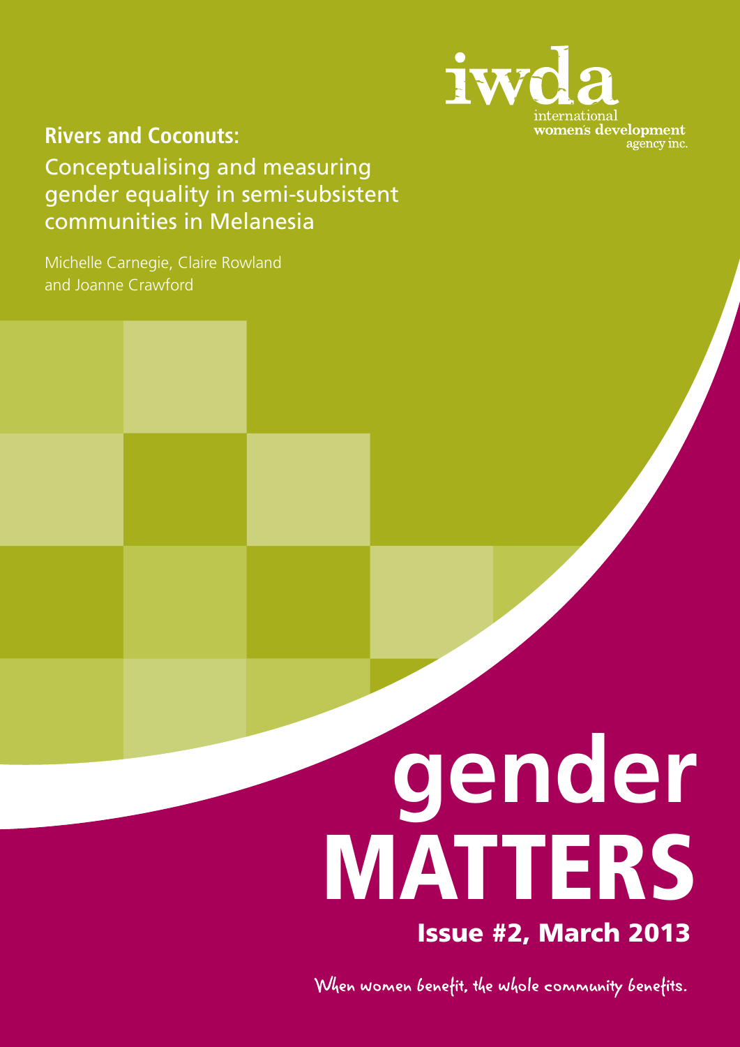iwda

international women's development agency inc.

**Rivers and Coconuts:**

# Conceptualising and measuring gender equality in semi-subsistent communities in Melanesia

Michelle Carnegie, Claire Rowland and Joanne Crawford

# gender MATTERS

## Issue #2, March 2013

When women benefit, the whole community benefits.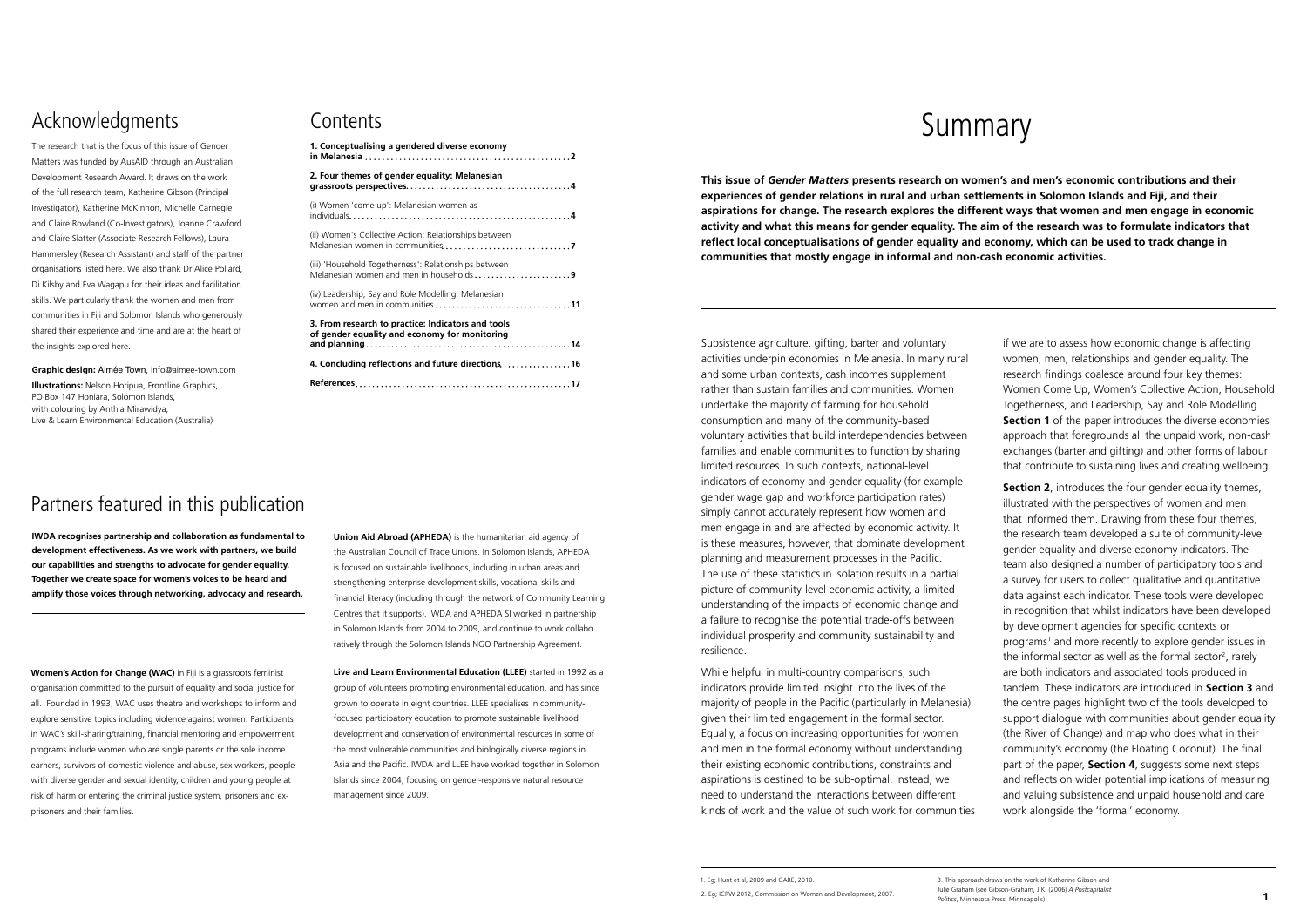## Acknowledgments

The research that is the focus of this issue of Gender Matters was funded by AusAID through an Australian Development Research Award. It draws on the work of the full research team, Katherine Gibson (Principal Investigator), Katherine McKinnon, Michelle Carnegie and Claire Rowland (Co-Investigators), Joanne Crawford and Claire Slatter (Associate Research Fellows), Laura Hammersley (Research Assistant) and staff of the partner organisations listed here. We also thank Dr Alice Pollard, Di Kilsby and Eva Wagapu for their ideas and facilitation skills. We particularly thank the women and men from communities in Fiji and Solomon Islands who generously shared their experience and time and are at the heart of the insights explored here.

**Graphic design:** Aimée Town, info@aimee-town.com

**Illustrations:** Nelson Horipua, Frontline Graphics, PO Box 147 Honiara, Solomon Islands, with colouring by Anthia Mirawidya, Live & Learn Environmental Education (Australia)

## Contents

| | |
|---|---|
| **1. Conceptualising a gendered diverse economy in Melanesia** | **2** |
| **2. Four themes of gender equality: Melanesian grassroots perspectives** | **4** |
| (i) Women 'come up': Melanesian women as individuals | **4** |
| (ii) Women's Collective Action: Relationships between Melanesian women in communities | **7** |
| (iii) 'Household Togetherness': Relationships between Melanesian women and men in households | **9** |
| (iv) Leadership, Say and Role Modelling: Melanesian women and men in communities | **11** |
| **3. From research to practice: Indicators and tools of gender equality and economy for monitoring and planning** | **14** |
| **4. Concluding reflections and future directions** | **16** |
| **References** | **17** |

## Partners featured in this publication

**IWDA recognises partnership and collaboration as fundamental to development effectiveness. As we work with partners, we build our capabilities and strengths to advocate for gender equality. Together we create space for women's voices to be heard and amplify those voices through networking, advocacy and research.**

**Women's Action for Change (WAC)** in Fiji is a grassroots feminist organisation committed to the pursuit of equality and social justice for all. Founded in 1993, WAC uses theatre and workshops to inform and explore sensitive topics including violence against women. Participants in WAC's skill-sharing/training, financial mentoring and empowerment programs include women who are single parents or the sole income earners, survivors of domestic violence and abuse, sex workers, people with diverse gender and sexual identity, children and young people at risk of harm or entering the criminal justice system, prisoners and ex-prisoners and their families.

**Union Aid Abroad (APHEDA)** is the humanitarian aid agency of the Australian Council of Trade Unions. In Solomon Islands, APHEDA is focused on sustainable livelihoods, including in urban areas and strengthening enterprise development skills, vocational skills and financial literacy (including through the network of Community Learning Centres that it supports). IWDA and APHEDA SI worked in partnership in Solomon Islands from 2004 to 2009, and continue to work collabo ratively through the Solomon Islands NGO Partnership Agreement.

**Live and Learn Environmental Education (LLEE)** started in 1992 as a group of volunteers promoting environmental education, and has since grown to operate in eight countries. LLEE specialises in community-focused participatory education to promote sustainable livelihood development and conservation of environmental resources in some of the most vulnerable communities and biologically diverse regions in Asia and the Pacific. IWDA and LLEE have worked together in Solomon Islands since 2004, focusing on gender-responsive natural resource management since 2009.

# Summary

**This issue of *Gender Matters* presents research on women's and men's economic contributions and their experiences of gender relations in rural and urban settlements in Solomon Islands and Fiji, and their aspirations for change. The research explores the different ways that women and men engage in economic activity and what this means for gender equality. The aim of the research was to formulate indicators that reflect local conceptualisations of gender equality and economy, which can be used to track change in communities that mostly engage in informal and non-cash economic activities.**

Subsistence agriculture, gifting, barter and voluntary activities underpin economies in Melanesia. In many rural and some urban contexts, cash incomes supplement rather than sustain families and communities. Women undertake the majority of farming for household consumption and many of the community-based voluntary activities that build interdependencies between families and enable communities to function by sharing limited resources. In such contexts, national-level indicators of economy and gender equality (for example gender wage gap and workforce participation rates) simply cannot accurately represent how women and men engage in and are affected by economic activity. It is these measures, however, that dominate development planning and measurement processes in the Pacific. The use of these statistics in isolation results in a partial picture of community-level economic activity, a limited understanding of the impacts of economic change and a failure to recognise the potential trade-offs between individual prosperity and community sustainability and resilience.

While helpful in multi-country comparisons, such indicators provide limited insight into the lives of the majority of people in the Pacific (particularly in Melanesia) given their limited engagement in the formal sector. Equally, a focus on increasing opportunities for women and men in the formal economy without understanding their existing economic contributions, constraints and aspirations is destined to be sub-optimal. Instead, we need to understand the interactions between different kinds of work and the value of such work for communities if we are to assess how economic change is affecting women, men, relationships and gender equality. The research findings coalesce around four key themes: Women Come Up, Women's Collective Action, Household Togetherness, and Leadership, Say and Role Modelling. **Section 1** of the paper introduces the diverse economies approach that foregrounds all the unpaid work, non-cash exchanges (barter and gifting) and other forms of labour that contribute to sustaining lives and creating wellbeing.

**Section 2**, introduces the four gender equality themes, illustrated with the perspectives of women and men that informed them. Drawing from these four themes, the research team developed a suite of community-level gender equality and diverse economy indicators. The team also designed a number of participatory tools and a survey for users to collect qualitative and quantitative data against each indicator. These tools were developed in recognition that whilst indicators have been developed by development agencies for specific contexts or programs[1] and more recently to explore gender issues in the informal sector as well as the formal sector[2], rarely are both indicators and associated tools produced in tandem. These indicators are introduced in **Section 3** and the centre pages highlight two of the tools developed to support dialogue with communities about gender equality (the River of Change) and map who does what in their community's economy (the Floating Coconut). The final part of the paper, **Section 4**, suggests some next steps and reflects on wider potential implications of measuring and valuing subsistence and unpaid household and care work alongside the 'formal' economy.

1. Eg; Hunt et al, 2009 and CARE, 2010.

2. Eg; ICRW 2012, Commission on Women and Development, 2007.

3. This approach draws on the work of Katherine Gibson and Julie Graham (see Gibson-Graham, J.K. (2006) *A Postcapitalist Politics*, Minnesota Press, Minneapolis).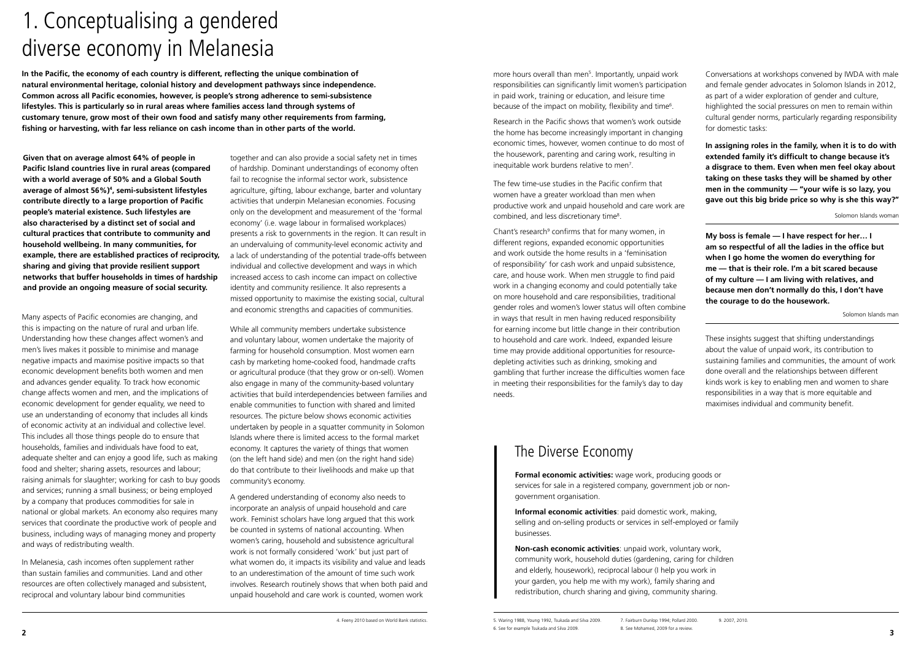# 1. Conceptualising a gendered diverse economy in Melanesia

**In the Pacific, the economy of each country is different, reflecting the unique combination of natural environmental heritage, colonial history and development pathways since independence. Common across all Pacific economies, however, is people's strong adherence to semi-subsistence lifestyles. This is particularly so in rural areas where families access land through systems of customary tenure, grow most of their own food and satisfy many other requirements from farming, fishing or harvesting, with far less reliance on cash income than in other parts of the world.**

**Given that on average almost 64% of people in Pacific Island countries live in rural areas (compared with a world average of 50% and a Global South average of almost 56%)[4], semi-subsistent lifestyles contribute directly to a large proportion of Pacific people's material existence. Such lifestyles are also characterised by a distinct set of social and cultural practices that contribute to community and household wellbeing. In many communities, for example, there are established practices of reciprocity, sharing and giving that provide resilient support networks that buffer households in times of hardship and provide an ongoing measure of social security.**

Many aspects of Pacific economies are changing, and this is impacting on the nature of rural and urban life. Understanding how these changes affect women's and men's lives makes it possible to minimise and manage negative impacts and maximise positive impacts so that economic development benefits both women and men and advances gender equality. To track how economic change affects women and men, and the implications of economic development for gender equality, we need to use an understanding of economy that includes all kinds of economic activity at an individual and collective level. This includes all those things people do to ensure that households, families and individuals have food to eat, adequate shelter and can enjoy a good life, such as making food and shelter; sharing assets, resources and labour; raising animals for slaughter; working for cash to buy goods and services; running a small business; or being employed by a company that produces commodities for sale in national or global markets. An economy also requires many services that coordinate the productive work of people and business, including ways of managing money and property and ways of redistributing wealth.

In Melanesia, cash incomes often supplement rather than sustain families and communities. Land and other resources are often collectively managed and subsistent, reciprocal and voluntary labour bind communities together and can also provide a social safety net in times of hardship. Dominant understandings of economy often fail to recognise the informal sector work, subsistence agriculture, gifting, labour exchange, barter and voluntary activities that underpin Melanesian economies. Focusing only on the development and measurement of the 'formal economy' (i.e. wage labour in formalised workplaces) presents a risk to governments in the region. It can result in an undervaluing of community-level economic activity and a lack of understanding of the potential trade-offs between individual and collective development and ways in which increased access to cash income can impact on collective identity and community resilience. It also represents a missed opportunity to maximise the existing social, cultural and economic strengths and capacities of communities.

While all community members undertake subsistence and voluntary labour, women undertake the majority of farming for household consumption. Most women earn cash by marketing home-cooked food, handmade crafts or agricultural produce (that they grow or on-sell). Women also engage in many of the community-based voluntary activities that build interdependencies between families and enable communities to function with shared and limited resources. The picture below shows economic activities undertaken by people in a squatter community in Solomon Islands where there is limited access to the formal market economy. It captures the variety of things that women (on the left hand side) and men (on the right hand side) do that contribute to their livelihoods and make up that community's economy.

A gendered understanding of economy also needs to incorporate an analysis of unpaid household and care work. Feminist scholars have long argued that this work be counted in systems of national accounting. When women's caring, household and subsistence agricultural work is not formally considered 'work' but just part of what women do, it impacts its visibility and value and leads to an underestimation of the amount of time such work involves. Research routinely shows that when both paid and unpaid household and care work is counted, women work more hours overall than men[5]. Importantly, unpaid work responsibilities can significantly limit women's participation in paid work, training or education, and leisure time because of the impact on mobility, flexibility and time[6].

Research in the Pacific shows that women's work outside the home has become increasingly important in changing economic times, however, women continue to do most of the housework, parenting and caring work, resulting in inequitable work burdens relative to men[7].

The few time-use studies in the Pacific confirm that women have a greater workload than men when productive work and unpaid household and care work are combined, and less discretionary time[8].

Chant's research[9] confirms that for many women, in different regions, expanded economic opportunities and work outside the home results in a 'feminisation of responsibility' for cash work and unpaid subsistence, care, and house work. When men struggle to find paid work in a changing economy and could potentially take on more household and care responsibilities, traditional gender roles and women's lower status will often combine in ways that result in men having reduced responsibility for earning income but little change in their contribution to household and care work. Indeed, expanded leisure time may provide additional opportunities for resource-depleting activities such as drinking, smoking and gambling that further increase the difficulties women face in meeting their responsibilities for the family's day to day needs.

Conversations at workshops convened by IWDA with male and female gender advocates in Solomon Islands in 2012, as part of a wider exploration of gender and culture, highlighted the social pressures on men to remain within cultural gender norms, particularly regarding responsibility for domestic tasks:

> **In assigning roles in the family, when it is to do with extended family it's difficult to change because it's a disgrace to them. Even when men feel okay about taking on these tasks they will be shamed by other men in the community — "your wife is so lazy, you gave out this big bride price so why is she this way?"**
>
> Solomon Islands woman

> **My boss is female — I have respect for her… I am so respectful of all the ladies in the office but when I go home the women do everything for me — that is their role. I'm a bit scared because of my culture — I am living with relatives, and because men don't normally do this, I don't have the courage to do the housework.**
>
> Solomon Islands man

These insights suggest that shifting understandings about the value of unpaid work, its contribution to sustaining families and communities, the amount of work done overall and the relationships between different kinds work is key to enabling men and women to share responsibilities in a way that is more equitable and maximises individual and community benefit.

## The Diverse Economy

**Formal economic activities:** wage work, producing goods or services for sale in a registered company, government job or non-government organisation.

**Informal economic activities**: paid domestic work, making, selling and on-selling products or services in self-employed or family businesses.

**Non-cash economic activities**: unpaid work, voluntary work, community work, household duties (gardening, caring for children and elderly, housework), reciprocal labour (I help you work in your garden, you help me with my work), family sharing and redistribution, church sharing and giving, community sharing.

4. Feeny 2010 based on World Bank statistics.

5. Waring 1988, Young 1992, Tsukada and Silva 2009.

6. See for example Tsukada and Silva 2009.

7. Fairburn Dunlop 1994; Pollard 2000.

8. See Mohamed, 2009 for a review.

9. 2007, 2010.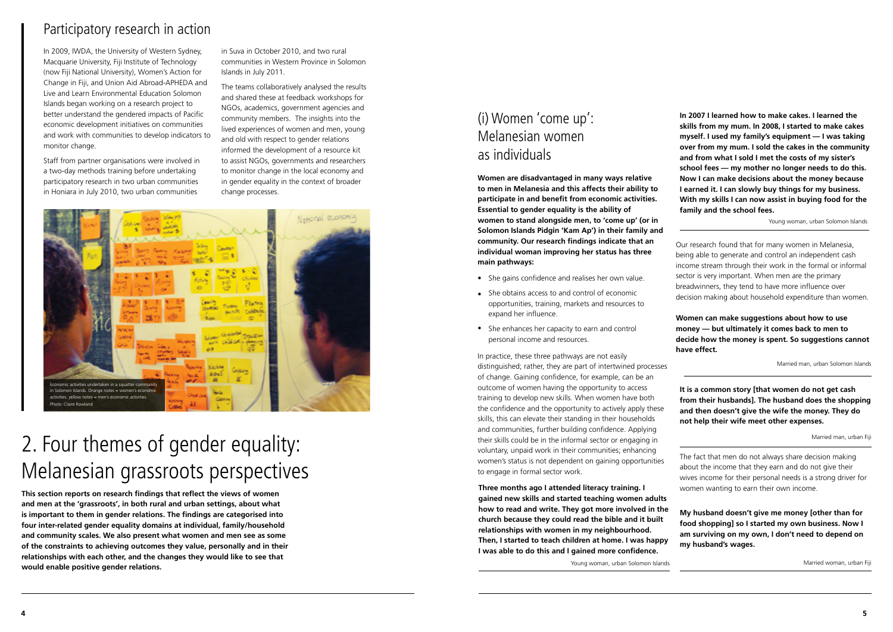## Participatory research in action

In 2009, IWDA, the University of Western Sydney, Macquarie University, Fiji Institute of Technology (now Fiji National University), Women's Action for Change in Fiji, and Union Aid Abroad-APHEDA and Live and Learn Environmental Education Solomon Islands began working on a research project to better understand the gendered impacts of Pacific economic development initiatives on communities and work with communities to develop indicators to monitor change.

Staff from partner organisations were involved in a two-day methods training before undertaking participatory research in two urban communities in Honiara in July 2010, two urban communities in Suva in October 2010, and two rural communities in Western Province in Solomon Islands in July 2011.

The teams collaboratively analysed the results and shared these at feedback workshops for NGOs, academics, government agencies and community members. The insights into the lived experiences of women and men, young and old with respect to gender relations informed the development of a resource kit to assist NGOs, governments and researchers to monitor change in the local economy and in gender equality in the context of broader change processes.

Economic activities undertaken in a squatter community in Solomon Islands. Orange notes = women's economic activities, yellow notes = men's economic activities. Photo: Claire Rowland

# 2. Four themes of gender equality: Melanesian grassroots perspectives

**This section reports on research findings that reflect the views of women and men at the 'grassroots', in both rural and urban settings, about what is important to them in gender relations. The findings are categorised into four inter-related gender equality domains at individual, family/household and community scales. We also present what women and men see as some of the constraints to achieving outcomes they value, personally and in their relationships with each other, and the changes they would like to see that would enable positive gender relations.**

## (i) Women 'come up': Melanesian women as individuals

**Women are disadvantaged in many ways relative to men in Melanesia and this affects their ability to participate in and benefit from economic activities. Essential to gender equality is the ability of women to stand alongside men, to 'come up' (or in Solomon Islands Pidgin 'Kam Ap') in their family and community. Our research findings indicate that an individual woman improving her status has three main pathways:**

- She gains confidence and realises her own value.
- She obtains access to and control of economic opportunities, training, markets and resources to expand her influence.
- She enhances her capacity to earn and control personal income and resources.

In practice, these three pathways are not easily distinguished; rather, they are part of intertwined processes of change. Gaining confidence, for example, can be an outcome of women having the opportunity to access training to develop new skills. When women have both the confidence and the opportunity to actively apply these skills, this can elevate their standing in their households and communities, further building confidence. Applying their skills could be in the informal sector or engaging in voluntary, unpaid work in their communities; enhancing women's status is not dependent on gaining opportunities to engage in formal sector work.

**Three months ago I attended literacy training. I gained new skills and started teaching women adults how to read and write. They got more involved in the church because they could read the bible and it built relationships with women in my neighbourhood. Then, I started to teach children at home. I was happy I was able to do this and I gained more confidence.**

Young woman, urban Solomon Islands

**In 2007 I learned how to make cakes. I learned the skills from my mum. In 2008, I started to make cakes myself. I used my family's equipment — I was taking over from my mum. I sold the cakes in the community and from what I sold I met the costs of my sister's school fees — my mother no longer needs to do this. Now I can make decisions about the money because I earned it. I can slowly buy things for my business. With my skills I can now assist in buying food for the family and the school fees.**

Young woman, urban Solomon Islands

Our research found that for many women in Melanesia, being able to generate and control an independent cash income stream through their work in the formal or informal sector is very important. When men are the primary breadwinners, they tend to have more influence over decision making about household expenditure than women.

**Women can make suggestions about how to use money — but ultimately it comes back to men to decide how the money is spent. So suggestions cannot have effect.**

Married man, urban Solomon Islands

**It is a common story [that women do not get cash from their husbands]. The husband does the shopping and then doesn't give the wife the money. They do not help their wife meet other expenses.**

Married man, urban Fiji

The fact that men do not always share decision making about the income that they earn and do not give their wives income for their personal needs is a strong driver for women wanting to earn their own income.

**My husband doesn't give me money [other than for food shopping] so I started my own business. Now I am surviving on my own, I don't need to depend on my husband's wages.**

Married woman, urban Fiji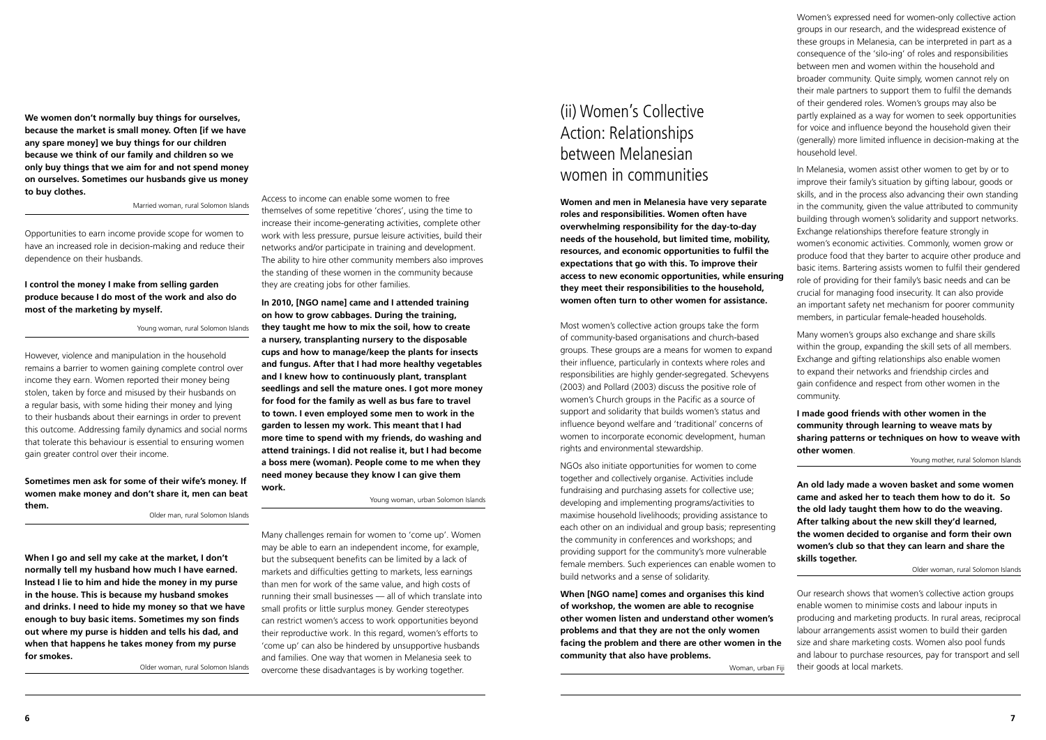**We women don't normally buy things for ourselves, because the market is small money. Often [if we have any spare money] we buy things for our children because we think of our family and children so we only buy things that we aim for and not spend money on ourselves. Sometimes our husbands give us money to buy clothes.**

Married woman, rural Solomon Islands

Opportunities to earn income provide scope for women to have an increased role in decision-making and reduce their dependence on their husbands.

**I control the money I make from selling garden produce because I do most of the work and also do most of the marketing by myself.**

Young woman, rural Solomon Islands

However, violence and manipulation in the household remains a barrier to women gaining complete control over income they earn. Women reported their money being stolen, taken by force and misused by their husbands on a regular basis, with some hiding their money and lying to their husbands about their earnings in order to prevent this outcome. Addressing family dynamics and social norms that tolerate this behaviour is essential to ensuring women gain greater control over their income.

**Sometimes men ask for some of their wife's money. If women make money and don't share it, men can beat them.**

Older man, rural Solomon Islands

**When I go and sell my cake at the market, I don't normally tell my husband how much I have earned. Instead I lie to him and hide the money in my purse in the house. This is because my husband smokes and drinks. I need to hide my money so that we have enough to buy basic items. Sometimes my son finds out where my purse is hidden and tells his dad, and when that happens he takes money from my purse for smokes.**

Older woman, rural Solomon Islands

Access to income can enable some women to free themselves of some repetitive 'chores', using the time to increase their income-generating activities, complete other work with less pressure, pursue leisure activities, build their networks and/or participate in training and development. The ability to hire other community members also improves the standing of these women in the community because they are creating jobs for other families.

**In 2010, [NGO name] came and I attended training on how to grow cabbages. During the training, they taught me how to mix the soil, how to create a nursery, transplanting nursery to the disposable cups and how to manage/keep the plants for insects and fungus. After that I had more healthy vegetables and I knew how to continuously plant, transplant seedlings and sell the mature ones. I got more money for food for the family as well as bus fare to travel to town. I even employed some men to work in the garden to lessen my work. This meant that I had more time to spend with my friends, do washing and attend trainings. I did not realise it, but I had become a boss mere (woman). People come to me when they need money because they know I can give them work.**

Young woman, urban Solomon Islands

Many challenges remain for women to 'come up'. Women may be able to earn an independent income, for example, but the subsequent benefits can be limited by a lack of markets and difficulties getting to markets, less earnings than men for work of the same value, and high costs of running their small businesses — all of which translate into small profits or little surplus money. Gender stereotypes can restrict women's access to work opportunities beyond their reproductive work. In this regard, women's efforts to 'come up' can also be hindered by unsupportive husbands and families. One way that women in Melanesia seek to overcome these disadvantages is by working together.

## (ii) Women's Collective Action: Relationships between Melanesian women in communities

**Women and men in Melanesia have very separate roles and responsibilities. Women often have overwhelming responsibility for the day-to-day needs of the household, but limited time, mobility, resources, and economic opportunities to fulfil the expectations that go with this. To improve their access to new economic opportunities, while ensuring they meet their responsibilities to the household, women often turn to other women for assistance.**

Most women's collective action groups take the form of community-based organisations and church-based groups. These groups are a means for women to expand their influence, particularly in contexts where roles and responsibilities are highly gender-segregated. Scheyvens (2003) and Pollard (2003) discuss the positive role of women's Church groups in the Pacific as a source of support and solidarity that builds women's status and influence beyond welfare and 'traditional' concerns of women to incorporate economic development, human rights and environmental stewardship.

NGOs also initiate opportunities for women to come together and collectively organise. Activities include fundraising and purchasing assets for collective use; developing and implementing programs/activities to maximise household livelihoods; providing assistance to each other on an individual and group basis; representing the community in conferences and workshops; and providing support for the community's more vulnerable female members. Such experiences can enable women to build networks and a sense of solidarity.

**When [NGO name] comes and organises this kind of workshop, the women are able to recognise other women listen and understand other women's problems and that they are not the only women facing the problem and there are other women in the community that also have problems.**

Woman, urban Fiji

Women's expressed need for women-only collective action groups in our research, and the widespread existence of these groups in Melanesia, can be interpreted in part as a consequence of the 'silo-ing' of roles and responsibilities between men and women within the household and broader community. Quite simply, women cannot rely on their male partners to support them to fulfil the demands of their gendered roles. Women's groups may also be partly explained as a way for women to seek opportunities for voice and influence beyond the household given their (generally) more limited influence in decision-making at the household level.

In Melanesia, women assist other women to get by or to improve their family's situation by gifting labour, goods or skills, and in the process also advancing their own standing in the community, given the value attributed to community building through women's solidarity and support networks. Exchange relationships therefore feature strongly in women's economic activities. Commonly, women grow or produce food that they barter to acquire other produce and basic items. Bartering assists women to fulfil their gendered role of providing for their family's basic needs and can be crucial for managing food insecurity. It can also provide an important safety net mechanism for poorer community members, in particular female-headed households.

Many women's groups also exchange and share skills within the group, expanding the skill sets of all members. Exchange and gifting relationships also enable women to expand their networks and friendship circles and gain confidence and respect from other women in the community.

**I made good friends with other women in the community through learning to weave mats by sharing patterns or techniques on how to weave with other women**.

Young mother, rural Solomon Islands

**An old lady made a woven basket and some women came and asked her to teach them how to do it. So the old lady taught them how to do the weaving. After talking about the new skill they'd learned, the women decided to organise and form their own women's club so that they can learn and share the skills together.**

Older woman, rural Solomon Islands

Our research shows that women's collective action groups enable women to minimise costs and labour inputs in producing and marketing products. In rural areas, reciprocal labour arrangements assist women to build their garden size and share marketing costs. Women also pool funds and labour to purchase resources, pay for transport and sell their goods at local markets.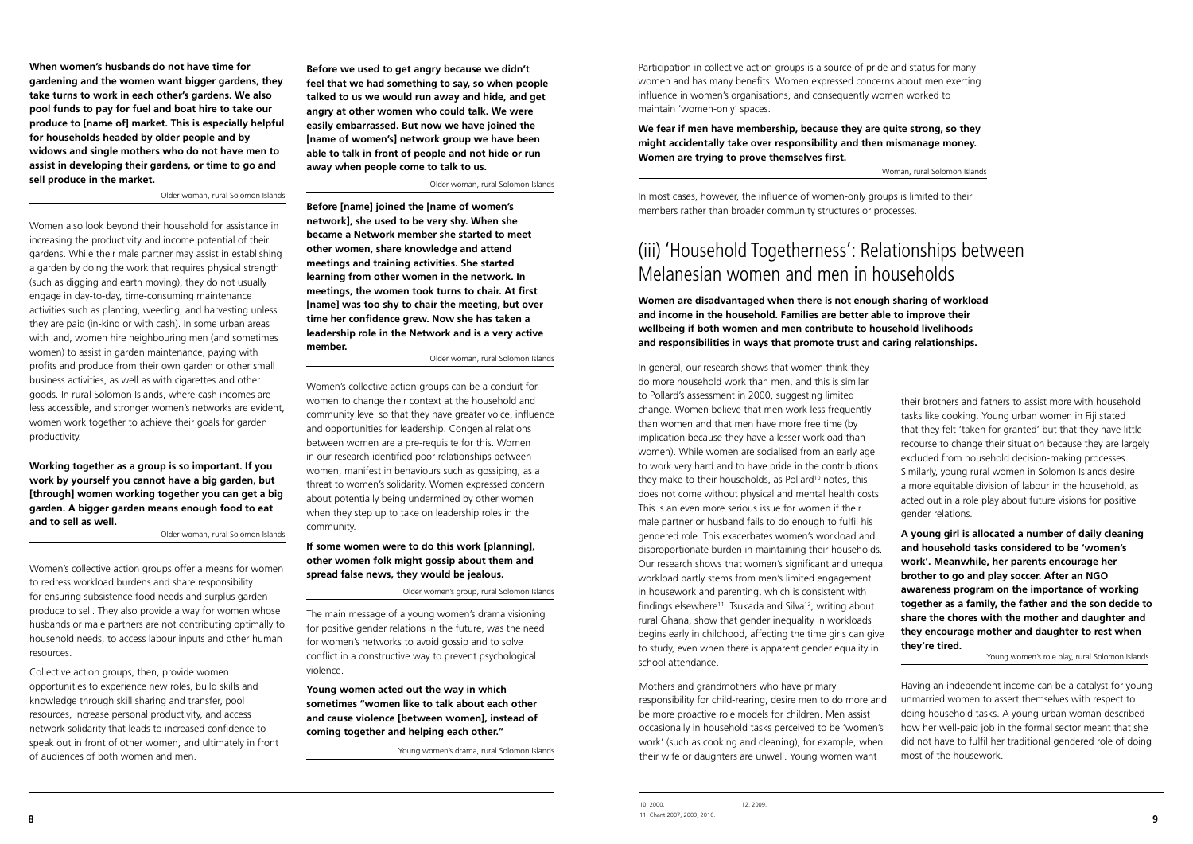**When women's husbands do not have time for gardening and the women want bigger gardens, they take turns to work in each other's gardens. We also pool funds to pay for fuel and boat hire to take our produce to [name of] market. This is especially helpful for households headed by older people and by widows and single mothers who do not have men to assist in developing their gardens, or time to go and sell produce in the market.**

Older woman, rural Solomon Islands

Women also look beyond their household for assistance in increasing the productivity and income potential of their gardens. While their male partner may assist in establishing a garden by doing the work that requires physical strength (such as digging and earth moving), they do not usually engage in day-to-day, time-consuming maintenance activities such as planting, weeding, and harvesting unless they are paid (in-kind or with cash). In some urban areas with land, women hire neighbouring men (and sometimes women) to assist in garden maintenance, paying with profits and produce from their own garden or other small business activities, as well as with cigarettes and other goods. In rural Solomon Islands, where cash incomes are less accessible, and stronger women's networks are evident, women work together to achieve their goals for garden productivity.

**Working together as a group is so important. If you work by yourself you cannot have a big garden, but [through] women working together you can get a big garden. A bigger garden means enough food to eat and to sell as well.**

Older woman, rural Solomon Islands

Women's collective action groups offer a means for women to redress workload burdens and share responsibility for ensuring subsistence food needs and surplus garden produce to sell. They also provide a way for women whose husbands or male partners are not contributing optimally to household needs, to access labour inputs and other human resources.

Collective action groups, then, provide women opportunities to experience new roles, build skills and knowledge through skill sharing and transfer, pool resources, increase personal productivity, and access network solidarity that leads to increased confidence to speak out in front of other women, and ultimately in front of audiences of both women and men.

**Before we used to get angry because we didn't feel that we had something to say, so when people talked to us we would run away and hide, and get angry at other women who could talk. We were easily embarrassed. But now we have joined the [name of women's] network group we have been able to talk in front of people and not hide or run away when people come to talk to us.**

Older woman, rural Solomon Islands

**Before [name] joined the [name of women's network], she used to be very shy. When she became a Network member she started to meet other women, share knowledge and attend meetings and training activities. She started learning from other women in the network. In meetings, the women took turns to chair. At first [name] was too shy to chair the meeting, but over time her confidence grew. Now she has taken a leadership role in the Network and is a very active member.**

Older woman, rural Solomon Islands

Women's collective action groups can be a conduit for women to change their context at the household and community level so that they have greater voice, influence and opportunities for leadership. Congenial relations between women are a pre-requisite for this. Women in our research identified poor relationships between women, manifest in behaviours such as gossiping, as a threat to women's solidarity. Women expressed concern about potentially being undermined by other women when they step up to take on leadership roles in the community.

**If some women were to do this work [planning], other women folk might gossip about them and spread false news, they would be jealous.**

Older women's group, rural Solomon Islands

The main message of a young women's drama visioning for positive gender relations in the future, was the need for women's networks to avoid gossip and to solve conflict in a constructive way to prevent psychological violence.

**Young women acted out the way in which sometimes "women like to talk about each other and cause violence [between women], instead of coming together and helping each other."**

Young women's drama, rural Solomon Islands

Participation in collective action groups is a source of pride and status for many women and has many benefits. Women expressed concerns about men exerting influence in women's organisations, and consequently women worked to maintain 'women-only' spaces.

**We fear if men have membership, because they are quite strong, so they might accidentally take over responsibility and then mismanage money. Women are trying to prove themselves first.**

Woman, rural Solomon Islands

In most cases, however, the influence of women-only groups is limited to their members rather than broader community structures or processes.

## (iii) 'Household Togetherness': Relationships between Melanesian women and men in households

**Women are disadvantaged when there is not enough sharing of workload and income in the household. Families are better able to improve their wellbeing if both women and men contribute to household livelihoods and responsibilities in ways that promote trust and caring relationships.**

In general, our research shows that women think they do more household work than men, and this is similar to Pollard's assessment in 2000, suggesting limited change. Women believe that men work less frequently than women and that men have more free time (by implication because they have a lesser workload than women). While women are socialised from an early age to work very hard and to have pride in the contributions they make to their households, as Pollard[10] notes, this does not come without physical and mental health costs. This is an even more serious issue for women if their male partner or husband fails to do enough to fulfil his gendered role. This exacerbates women's workload and disproportionate burden in maintaining their households. Our research shows that women's significant and unequal workload partly stems from men's limited engagement in housework and parenting, which is consistent with findings elsewhere[11]. Tsukada and Silva[12], writing about rural Ghana, show that gender inequality in workloads begins early in childhood, affecting the time girls can give to study, even when there is apparent gender equality in school attendance.

Mothers and grandmothers who have primary responsibility for child-rearing, desire men to do more and be more proactive role models for children. Men assist occasionally in household tasks perceived to be 'women's work' (such as cooking and cleaning), for example, when their wife or daughters are unwell. Young women want their brothers and fathers to assist more with household tasks like cooking. Young urban women in Fiji stated that they felt 'taken for granted' but that they have little recourse to change their situation because they are largely excluded from household decision-making processes. Similarly, young rural women in Solomon Islands desire a more equitable division of labour in the household, as acted out in a role play about future visions for positive gender relations.

**A young girl is allocated a number of daily cleaning and household tasks considered to be 'women's work'. Meanwhile, her parents encourage her brother to go and play soccer. After an NGO awareness program on the importance of working together as a family, the father and the son decide to share the chores with the mother and daughter and they encourage mother and daughter to rest when they're tired.**

Young women's role play, rural Solomon Islands

Having an independent income can be a catalyst for young unmarried women to assert themselves with respect to doing household tasks. A young urban woman described how her well-paid job in the formal sector meant that she did not have to fulfil her traditional gendered role of doing most of the housework.

10. 2000.
11. Chant 2007, 2009, 2010.
12. 2009.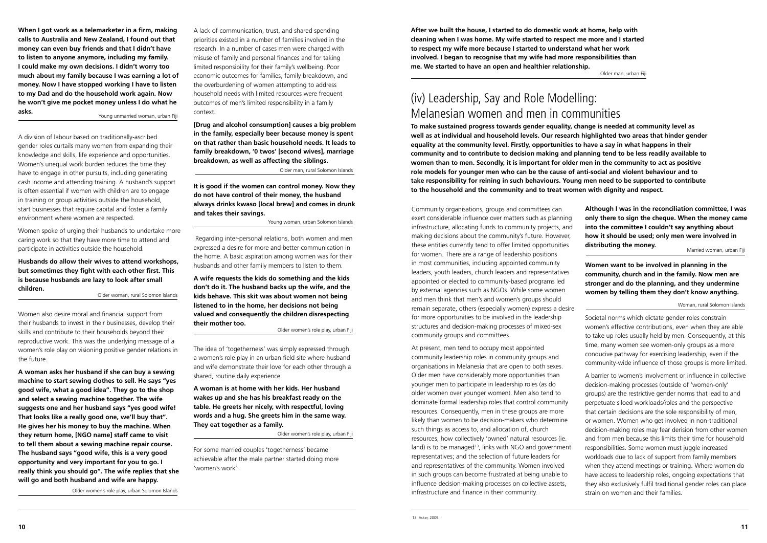**When I got work as a telemarketer in a firm, making calls to Australia and New Zealand, I found out that money can even buy friends and that I didn't have to listen to anyone anymore, including my family. I could make my own decisions. I didn't worry too much about my family because I was earning a lot of money. Now I have stopped working I have to listen to my Dad and do the household work again. Now he won't give me pocket money unless I do what he asks.**

Young unmarried woman, urban Fiji

A division of labour based on traditionally-ascribed gender roles curtails many women from expanding their knowledge and skills, life experience and opportunities. Women's unequal work burden reduces the time they have to engage in other pursuits, including generating cash income and attending training. A husband's support is often essential if women with children are to engage in training or group activities outside the household, start businesses that require capital and foster a family environment where women are respected.

Women spoke of urging their husbands to undertake more caring work so that they have more time to attend and participate in activities outside the household.

**Husbands do allow their wives to attend workshops, but sometimes they fight with each other first. This is because husbands are lazy to look after small children.**

Older woman, rural Solomon Islands

Women also desire moral and financial support from their husbands to invest in their businesses, develop their skills and contribute to their households beyond their reproductive work. This was the underlying message of a women's role play on visioning positive gender relations in the future.

**A woman asks her husband if she can buy a sewing machine to start sewing clothes to sell. He says "yes good wife, what a good idea". They go to the shop and select a sewing machine together. The wife suggests one and her husband says "yes good wife! That looks like a really good one, we'll buy that". He gives her his money to buy the machine. When they return home, [NGO name] staff came to visit to tell them about a sewing machine repair course. The husband says "good wife, this is a very good opportunity and very important for you to go. I really think you should go". The wife replies that she will go and both husband and wife are happy.**

Older women's role play, urban Solomon Islands

A lack of communication, trust, and shared spending priorities existed in a number of families involved in the research. In a number of cases men were charged with misuse of family and personal finances and for taking limited responsibility for their family's wellbeing. Poor economic outcomes for families, family breakdown, and the overburdening of women attempting to address household needs with limited resources were frequent outcomes of men's limited responsibility in a family context.

**[Drug and alcohol consumption] causes a big problem in the family, especially beer because money is spent on that rather than basic household needs. It leads to family breakdown, '0 twos' [second wives], marriage breakdown, as well as affecting the siblings.**

Older man, rural Solomon Islands

**It is good if the women can control money. Now they do not have control of their money, the husband always drinks kwaso [local brew] and comes in drunk and takes their savings.**

Young woman, urban Solomon Islands

Regarding inter-personal relations, both women and men expressed a desire for more and better communication in the home. A basic aspiration among women was for their husbands and other family members to listen to them.

**A wife requests the kids do something and the kids don't do it. The husband backs up the wife, and the kids behave. This skit was about women not being listened to in the home, her decisions not being valued and consequently the children disrespecting their mother too.**

Older women's role play, urban Fiji

The idea of 'togetherness' was simply expressed through a women's role play in an urban field site where husband and wife demonstrate their love for each other through a shared, routine daily experience.

**A woman is at home with her kids. Her husband wakes up and she has his breakfast ready on the table. He greets her nicely, with respectful, loving words and a hug. She greets him in the same way. They eat together as a family.**

Older women's role play, urban Fiji

For some married couples 'togetherness' became achievable after the male partner started doing more 'women's work'.

**After we built the house, I started to do domestic work at home, help with cleaning when I was home. My wife started to respect me more and I started to respect my wife more because I started to understand what her work involved. I began to recognise that my wife had more responsibilities than me. We started to have an open and healthier relationship.**

Older man, urban Fiji

## (iv) Leadership, Say and Role Modelling: Melanesian women and men in communities

**To make sustained progress towards gender equality, change is needed at community level as well as at individual and household levels. Our research highlighted two areas that hinder gender equality at the community level. Firstly, opportunities to have a say in what happens in their community and to contribute to decision making and planning tend to be less readily available to women than to men. Secondly, it is important for older men in the community to act as positive role models for younger men who can be the cause of anti-social and violent behaviour and to take responsibility for reining in such behaviours. Young men need to be supported to contribute to the household and the community and to treat women with dignity and respect.**

Community organisations, groups and committees can exert considerable influence over matters such as planning infrastructure, allocating funds to community projects, and making decisions about the community's future. However, these entities currently tend to offer limited opportunities for women. There are a range of leadership positions in most communities, including appointed community leaders, youth leaders, church leaders and representatives appointed or elected to community-based programs led by external agencies such as NGOs. While some women and men think that men's and women's groups should remain separate, others (especially women) express a desire for more opportunities to be involved in the leadership structures and decision-making processes of mixed-sex community groups and committees.

At present, men tend to occupy most appointed community leadership roles in community groups and organisations in Melanesia that are open to both sexes. Older men have considerably more opportunities than younger men to participate in leadership roles (as do older women over younger women). Men also tend to dominate formal leadership roles that control community resources. Consequently, men in these groups are more likely than women to be decision-makers who determine such things as access to, and allocation of, church resources, how collectively 'owned' natural resources (ie. land) is to be managed[13], links with NGO and government representatives; and the selection of future leaders for and representatives of the community. Women involved in such groups can become frustrated at being unable to influence decision-making processes on collective assets, infrastructure and finance in their community.

**Although I was in the reconciliation committee, I was only there to sign the cheque. When the money came into the committee I couldn't say anything about how it should be used; only men were involved in distributing the money.**

Married woman, urban Fiji

**Women want to be involved in planning in the community, church and in the family. Now men are stronger and do the planning, and they undermine women by telling them they don't know anything.**

Woman, rural Solomon Islands

Societal norms which dictate gender roles constrain women's effective contributions, even when they are able to take up roles usually held by men. Consequently, at this time, many women see women-only groups as a more conducive pathway for exercising leadership, even if the community-wide influence of those groups is more limited.

A barrier to women's involvement or influence in collective decision-making processes (outside of 'women-only' groups) are the restrictive gender norms that lead to and perpetuate siloed workloads/roles and the perspective that certain decisions are the sole responsibility of men, or women. Women who get involved in non-traditional decision-making roles may fear derision from other women and from men because this limits their time for household responsibilities. Some women must juggle increased workloads due to lack of support from family members when they attend meetings or training. Where women do have access to leadership roles, ongoing expectations that they also exclusively fulfil traditional gender roles can place strain on women and their families.

13. Asker, 2009.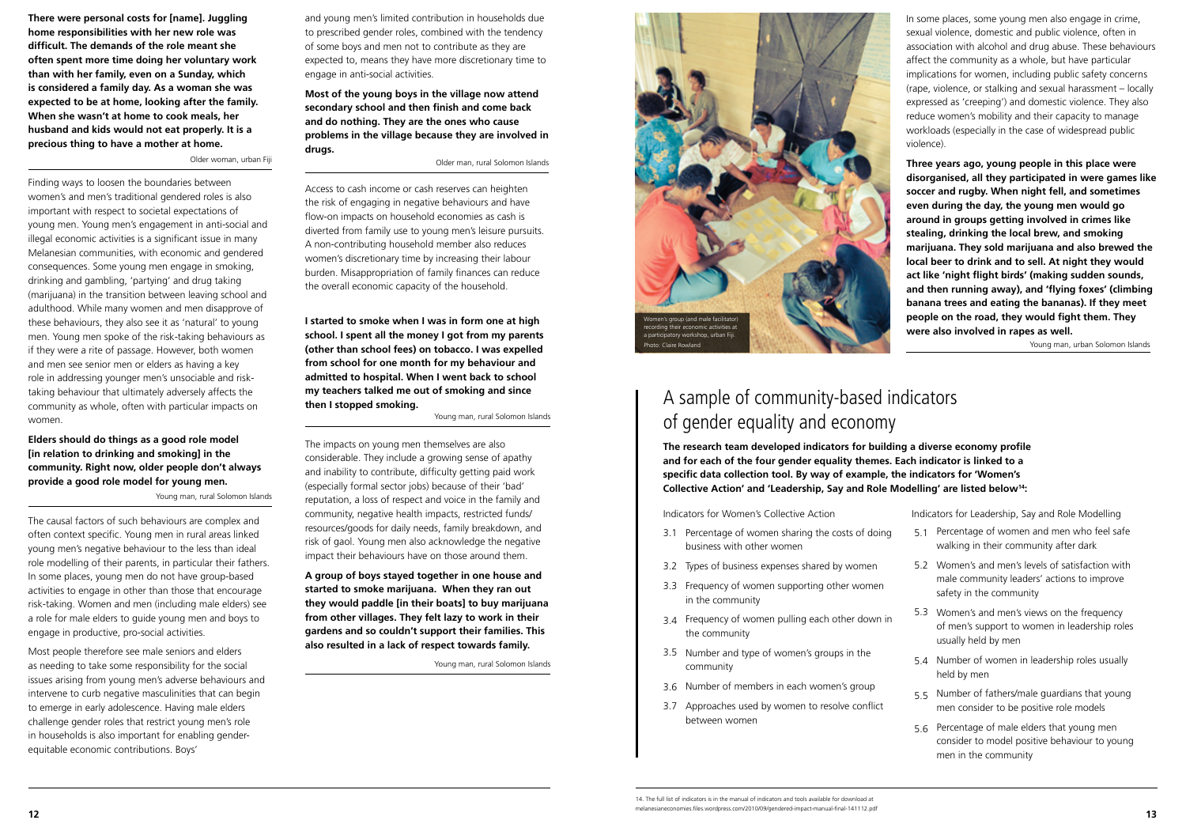**There were personal costs for [name]. Juggling home responsibilities with her new role was difficult. The demands of the role meant she often spent more time doing her voluntary work than with her family, even on a Sunday, which is considered a family day. As a woman she was expected to be at home, looking after the family. When she wasn't at home to cook meals, her husband and kids would not eat properly. It is a precious thing to have a mother at home.**

Older woman, urban Fiji

Finding ways to loosen the boundaries between women's and men's traditional gendered roles is also important with respect to societal expectations of young men. Young men's engagement in anti-social and illegal economic activities is a significant issue in many Melanesian communities, with economic and gendered consequences. Some young men engage in smoking, drinking and gambling, 'partying' and drug taking (marijuana) in the transition between leaving school and adulthood. While many women and men disapprove of these behaviours, they also see it as 'natural' to young men. Young men spoke of the risk-taking behaviours as if they were a rite of passage. However, both women and men see senior men or elders as having a key role in addressing younger men's unsociable and risk-taking behaviour that ultimately adversely affects the community as whole, often with particular impacts on women.

**Elders should do things as a good role model [in relation to drinking and smoking] in the community. Right now, older people don't always provide a good role model for young men.**

Young man, rural Solomon Islands

The causal factors of such behaviours are complex and often context specific. Young men in rural areas linked young men's negative behaviour to the less than ideal role modelling of their parents, in particular their fathers. In some places, young men do not have group-based activities to engage in other than those that encourage risk-taking. Women and men (including male elders) see a role for male elders to guide young men and boys to engage in productive, pro-social activities.

Most people therefore see male seniors and elders as needing to take some responsibility for the social issues arising from young men's adverse behaviours and intervene to curb negative masculinities that can begin to emerge in early adolescence. Having male elders challenge gender roles that restrict young men's role in households is also important for enabling gender-equitable economic contributions. Boys' and young men's limited contribution in households due to prescribed gender roles, combined with the tendency of some boys and men not to contribute as they are expected to, means they have more discretionary time to engage in anti-social activities.

**Most of the young boys in the village now attend secondary school and then finish and come back and do nothing. They are the ones who cause problems in the village because they are involved in drugs.**

Older man, rural Solomon Islands

Access to cash income or cash reserves can heighten the risk of engaging in negative behaviours and have flow-on impacts on household economies as cash is diverted from family use to young men's leisure pursuits. A non-contributing household member also reduces women's discretionary time by increasing their labour burden. Misappropriation of family finances can reduce the overall economic capacity of the household.

**I started to smoke when I was in form one at high school. I spent all the money I got from my parents (other than school fees) on tobacco. I was expelled from school for one month for my behaviour and admitted to hospital. When I went back to school my teachers talked me out of smoking and since then I stopped smoking.**

Young man, rural Solomon Islands

The impacts on young men themselves are also considerable. They include a growing sense of apathy and inability to contribute, difficulty getting paid work (especially formal sector jobs) because of their 'bad' reputation, a loss of respect and voice in the family and community, negative health impacts, restricted funds/resources/goods for daily needs, family breakdown, and risk of gaol. Young men also acknowledge the negative impact their behaviours have on those around them.

**A group of boys stayed together in one house and started to smoke marijuana. When they ran out they would paddle [in their boats] to buy marijuana from other villages. They felt lazy to work in their gardens and so couldn't support their families. This also resulted in a lack of respect towards family.**

Young man, rural Solomon Islands

Women's group (and male facilitator) recording their economic activities at a participatory workshop, urban Fiji. Photo: Claire Rowland

In some places, some young men also engage in crime, sexual violence, domestic and public violence, often in association with alcohol and drug abuse. These behaviours affect the community as a whole, but have particular implications for women, including public safety concerns (rape, violence, or stalking and sexual harassment – locally expressed as 'creeping') and domestic violence. They also reduce women's mobility and their capacity to manage workloads (especially in the case of widespread public violence).

**Three years ago, young people in this place were disorganised, all they participated in were games like soccer and rugby. When night fell, and sometimes even during the day, the young men would go around in groups getting involved in crimes like stealing, drinking the local brew, and smoking marijuana. They sold marijuana and also brewed the local beer to drink and to sell. At night they would act like 'night flight birds' (making sudden sounds, and then running away), and 'flying foxes' (climbing banana trees and eating the bananas). If they meet people on the road, they would fight them. They were also involved in rapes as well.**

Young man, urban Solomon Islands

## A sample of community-based indicators of gender equality and economy

**The research team developed indicators for building a diverse economy profile and for each of the four gender equality themes. Each indicator is linked to a specific data collection tool. By way of example, the indicators for 'Women's Collective Action' and 'Leadership, Say and Role Modelling' are listed below[14]:**

Indicators for Women's Collective Action

- 3.1 Percentage of women sharing the costs of doing business with other women
- 3.2 Types of business expenses shared by women
- 3.3 Frequency of women supporting other women in the community
- 3.4 Frequency of women pulling each other down in the community
- 3.5 Number and type of women's groups in the community
- 3.6 Number of members in each women's group
- 3.7 Approaches used by women to resolve conflict between women

Indicators for Leadership, Say and Role Modelling

- 5.1 Percentage of women and men who feel safe walking in their community after dark
- 5.2 Women's and men's levels of satisfaction with male community leaders' actions to improve safety in the community
- 5.3 Women's and men's views on the frequency of men's support to women in leadership roles usually held by men
- 5.4 Number of women in leadership roles usually held by men
- 5.5 Number of fathers/male guardians that young men consider to be positive role models
- 5.6 Percentage of male elders that young men consider to model positive behaviour to young men in the community

14. The full list of indicators is in the manual of indicators and tools available for download at melanesianeconomies.files.wordpress.com/2010/09/gendered-impact-manual-final-141112.pdf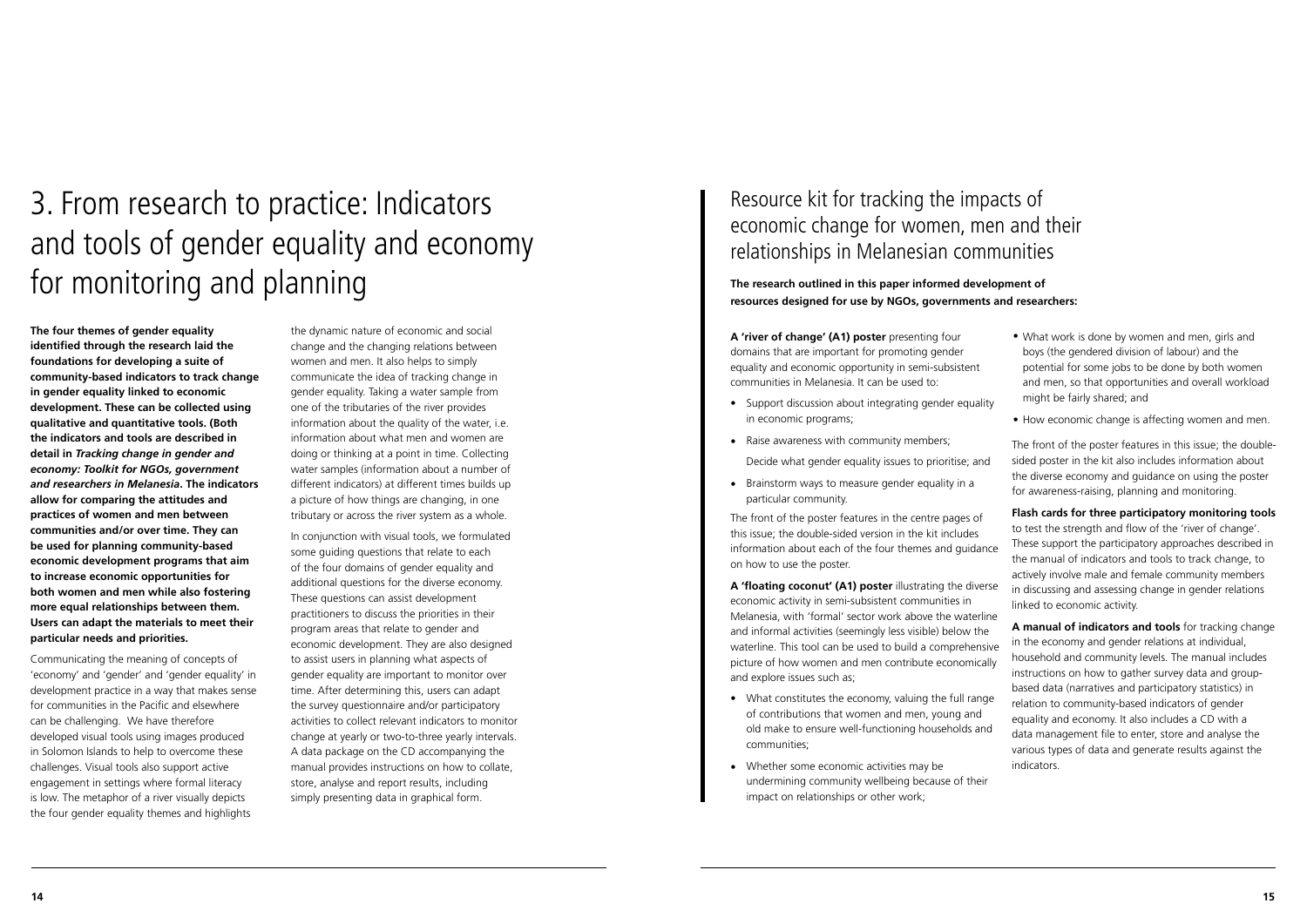# 3. From research to practice: Indicators and tools of gender equality and economy for monitoring and planning

**The four themes of gender equality identified through the research laid the foundations for developing a suite of community-based indicators to track change in gender equality linked to economic development. These can be collected using qualitative and quantitative tools. (Both the indicators and tools are described in detail in *Tracking change in gender and economy: Toolkit for NGOs, government and researchers in Melanesia*. The indicators allow for comparing the attitudes and practices of women and men between communities and/or over time. They can be used for planning community-based economic development programs that aim to increase economic opportunities for both women and men while also fostering more equal relationships between them. Users can adapt the materials to meet their particular needs and priorities.**

Communicating the meaning of concepts of 'economy' and 'gender' and 'gender equality' in development practice in a way that makes sense for communities in the Pacific and elsewhere can be challenging. We have therefore developed visual tools using images produced in Solomon Islands to help to overcome these challenges. Visual tools also support active engagement in settings where formal literacy is low. The metaphor of a river visually depicts the four gender equality themes and highlights the dynamic nature of economic and social change and the changing relations between women and men. It also helps to simply communicate the idea of tracking change in gender equality. Taking a water sample from one of the tributaries of the river provides information about the quality of the water, i.e. information about what men and women are doing or thinking at a point in time. Collecting water samples (information about a number of different indicators) at different times builds up a picture of how things are changing, in one tributary or across the river system as a whole.

In conjunction with visual tools, we formulated some guiding questions that relate to each of the four domains of gender equality and additional questions for the diverse economy. These questions can assist development practitioners to discuss the priorities in their program areas that relate to gender and economic development. They are also designed to assist users in planning what aspects of gender equality are important to monitor over time. After determining this, users can adapt the survey questionnaire and/or participatory activities to collect relevant indicators to monitor change at yearly or two-to-three yearly intervals. A data package on the CD accompanying the manual provides instructions on how to collate, store, analyse and report results, including simply presenting data in graphical form.

## Resource kit for tracking the impacts of economic change for women, men and their relationships in Melanesian communities

**The research outlined in this paper informed development of resources designed for use by NGOs, governments and researchers:**

**A 'river of change' (A1) poster** presenting four domains that are important for promoting gender equality and economic opportunity in semi-subsistent communities in Melanesia. It can be used to:

- Support discussion about integrating gender equality in economic programs;
- Raise awareness with community members;
  Decide what gender equality issues to prioritise; and
- Brainstorm ways to measure gender equality in a particular community.

The front of the poster features in the centre pages of this issue; the double-sided version in the kit includes information about each of the four themes and guidance on how to use the poster.

**A 'floating coconut' (A1) poster** illustrating the diverse economic activity in semi-subsistent communities in Melanesia, with 'formal' sector work above the waterline and informal activities (seemingly less visible) below the waterline. This tool can be used to build a comprehensive picture of how women and men contribute economically and explore issues such as;

- What constitutes the economy, valuing the full range of contributions that women and men, young and old make to ensure well-functioning households and communities;
- Whether some economic activities may be undermining community wellbeing because of their impact on relationships or other work;
- What work is done by women and men, girls and boys (the gendered division of labour) and the potential for some jobs to be done by both women and men, so that opportunities and overall workload might be fairly shared; and
- How economic change is affecting women and men.

The front of the poster features in this issue; the double-sided poster in the kit also includes information about the diverse economy and guidance on using the poster for awareness-raising, planning and monitoring.

**Flash cards for three participatory monitoring tools** to test the strength and flow of the 'river of change'. These support the participatory approaches described in the manual of indicators and tools to track change, to actively involve male and female community members in discussing and assessing change in gender relations linked to economic activity.

**A manual of indicators and tools** for tracking change in the economy and gender relations at individual, household and community levels. The manual includes instructions on how to gather survey data and group-based data (narratives and participatory statistics) in relation to community-based indicators of gender equality and economy. It also includes a CD with a data management file to enter, store and analyse the various types of data and generate results against the indicators.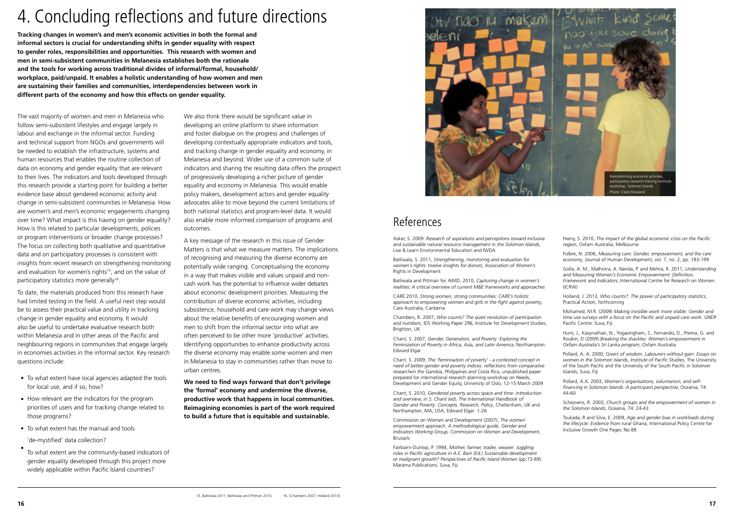# 4. Concluding reflections and future directions

**Tracking changes in women's and men's economic activities in both the formal and informal sectors is crucial for understanding shifts in gender equality with respect to gender roles, responsibilities and opportunities. This research with women and men in semi-subsistent communities in Melanesia establishes both the rationale and the tools for working across traditional divides of informal/formal, household/workplace, paid/unpaid. It enables a holistic understanding of how women and men are sustaining their families and communities, interdependencies between work in different parts of the economy and how this effects on gender equality.**

The vast majority of women and men in Melanesia who follow semi-subsistent lifestyles and engage largely in labour and exchange in the informal sector. Funding and technical support from NGOs and governments will be needed to establish the infrastructure, systems and human resources that enables the routine collection of data on economy and gender equality that are relevant to their lives. The indicators and tools developed through this research provide a starting point for building a better evidence base about gendered economic activity and change in semi-subsistent communities in Melanesia. How are women's and men's economic engagements changing over time? What impact is this having on gender equality? How is this related to particular developments, policies or program interventions or broader change processes? The focus on collecting both qualitative and quantitative data and on participatory processes is consistent with insights from recent research on strengthening monitoring and evaluation for women's rights[15], and on the value of participatory statistics more generally[16].

To date, the materials produced from this research have had limited testing in the field. A useful next step would be to assess their practical value and utility in tracking change in gender equality and economy. It would also be useful to undertake evaluative research both within Melanesia and in other areas of the Pacific and neighbouring regions in communities that engage largely in economies activities in the informal sector. Key research questions include:

- To what extent have local agencies adapted the tools for local use, and if so, how?
- How relevant are the indicators for the program priorities of users and for tracking change related to those programs?
- To what extent has the manual and tools 'de-mystified' data collection?
- To what extent are the community-based indicators of gender equality developed through this project more widely applicable within Pacific Island countries?

We also think there would be significant value in developing an online platform to share information and foster dialogue on the progress and challenges of developing contextually appropriate indicators and tools, and tracking change in gender equality and economy, in Melanesia and beyond. Wider use of a common suite of indicators and sharing the resulting data offers the prospect of progressively developing a richer picture of gender equality and economy in Melanesia. This would enable policy makers, development actors and gender equality advocates alike to move beyond the current limitations of both national statistics and program-level data. It would also enable more informed comparison of programs and outcomes.

A key message of the research in this issue of Gender Matters is that what we measure matters. The implications of recognising and measuring the diverse economy are potentially wide ranging. Conceptualising the economy in a way that makes visible and values unpaid and non-cash work has the potential to influence wider debates about economic development priorities. Measuring the contribution of diverse economic activities, including subsistence, household and care work may change views about the relative benefits of encouraging women and men to shift from the informal sector into what are often perceived to be other more 'productive' activities. Identifying opportunities to enhance productivity across the diverse economy may enable some women and men in Melanesia to stay in communities rather than move to urban centres.

**We need to find ways forward that don't privilege the 'formal' economy and undermine the diverse, productive work that happens in local communities. Reimagining economies is part of the work required to build a future that is equitable and sustainable.**

15. Batliwala 2011; Batliwala and Pittman 2010. 16. (Chambers 2007; Holland 2013).

Brainstorming economic activities, participatory research training methods workshop, Solomon Islands. Photo: Claire Rowland

## References

Asker, S. 2009. *Research of aspirations and perceptions toward inclusive and sustainable natural resource management in the Solomon Islands*, Live & Learn Environmental Education and IWDA

Batliwala, S. 2011, *Strengthening, monitoring and evaluation for women's rights: twelve insights for donors*, Association of Women's Rights in Development

Batliwala and Pittman for AWID, 2010, *Capturing change in women's realities: A critical overview of current M&E frameworks and approaches*

CARE 2010, *Strong women, strong communities: CARE's holistic approach to empowering women and girls in the fight against poverty*, Care Australia, Canberra

Chambers, R. 2007, *Who counts? The quiet revolution of participation and numbers*, IDS Working Paper 296, Institute for Development Studies, Brighton, UK

Chant, S. 2007, *Gender, Generation, and Poverty: Exploring the Feminization of Poverty in Africa, Asia, and Latin America*, Northampton: Edward Elgar

Chant. S. 2009, *The 'feminisation of poverty' - a contested concept in need of better gender and poverty indices: reflections from comparative research in the Gambia, Philippines and Costa Rica*, unpublished paper prepared for international research planning workshop on Needs, Development and Gender Equity, University of Oslo, 12-15 March 2009

Chant, S. 2010, *Gendered poverty across space and time: introduction and overview, in S. Chant (ed), The International Handbook of Gender and Poverty: Concepts, Research, Policy*, Cheltenham, UK and Northampton, MA, USA, Edward Elgar: 1-26

Commission on Women and Development (2007), *The women empowerment approach: A methodological guide, Gender and Indicators Working Group, Commission on Women and Development*, Brussels

Fairbairn-Dunlop, P. 1994, *Mother, farmer, trader, weaver: Juggling roles in Pacific agriculture in A.E. Bain (Ed.) Sustainable development or malignant growth? Perspectives of Pacific Island Women* (pp.73-89). Marama Publications: Suva, Fiji

Feeny, S. 2010, *The impact of the global economic crisis on the Pacific region*, Oxfam Australia, Melbourne

Folbre, N. 2006, *Measuring care: Gender, empowerment, and the care economy*, Journal of Human Development, vol. 7, no. 2, pp. 183-199

Golla, A. M., Malhotra, A. Nanda, P. and Mehra, R. 2011, *Understanding and Measuring Women's Economic Empowerment: Definition, Framework and Indicators*, International Centre for Research on Women (ICRW)

Holland, J. 2013, *Who counts?: The power of participatory statistics*, Practical Action, forthcoming

Mohamed, M.R. (2009) *Making invisible work more visible: Gender and time use surveys with a focus on the Pacific and unpaid care work*. UNDP Pacific Centre: Suva, Fiji

Hunt, J., Kasynathan, N., Yogasingham, S., Fernando, D., Prema, G. and Roubin, D (2009) *Breaking the shackles: Women's empowerment in Oxfam Australia's Sri Lanka program*, Oxfam Australia

Pollard, A. A. 2000, *Givers of wisdom, Labourers without gain: Essays on women in the Solomon Islands, Institute of Pacific Studies*, The University of the South Pacific and the University of the South Pacific in Solomon Islands, Suva, Fiji

Pollard, A.A. 2003, *Women's organisations, voluntarism, and self-financing in Solomon Islands: A participant perspective*, Oceania, 74: 44-60

Scheyvens, R. 2003, *Church groups and the empowerment of women in the Solomon Islands*, Oceania, 74: 24-43

Tsukada, R and Silva, E. 2009, *Age and gender bias in workloads during the lifecycle: Evidence from rural Ghana*, International Policy Centre for Inclusive Growth One Pager, No.88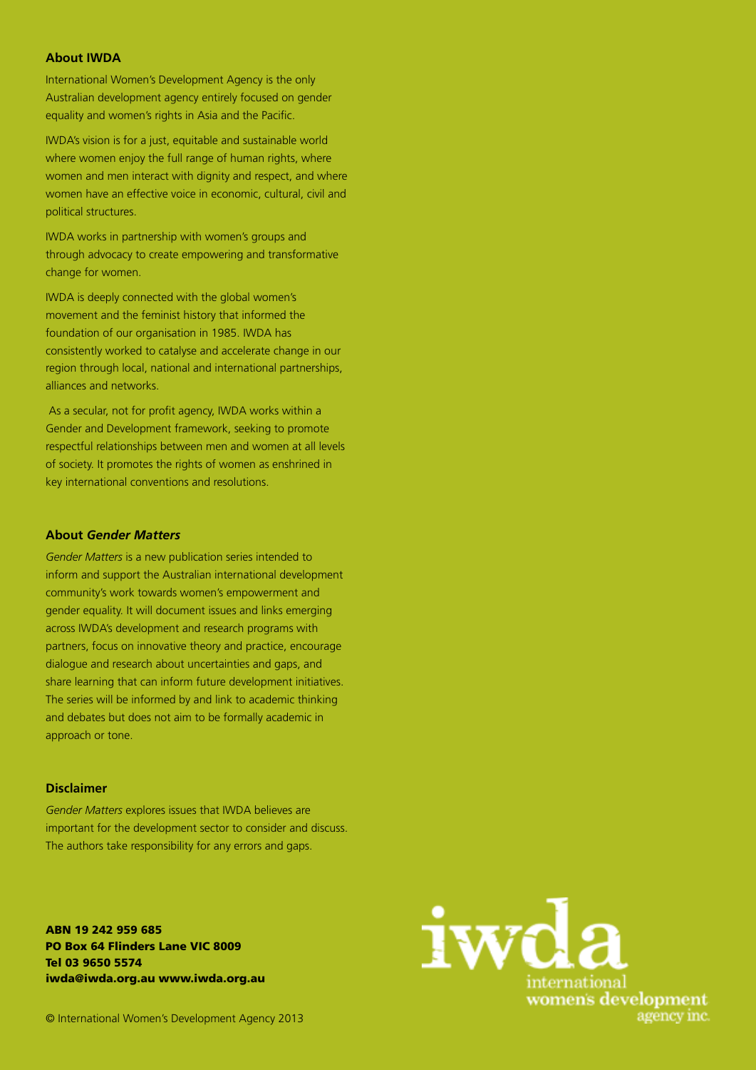### About IWDA

International Women's Development Agency is the only Australian development agency entirely focused on gender equality and women's rights in Asia and the Pacific.

IWDA's vision is for a just, equitable and sustainable world where women enjoy the full range of human rights, where women and men interact with dignity and respect, and where women have an effective voice in economic, cultural, civil and political structures.

IWDA works in partnership with women's groups and through advocacy to create empowering and transformative change for women.

IWDA is deeply connected with the global women's movement and the feminist history that informed the foundation of our organisation in 1985. IWDA has consistently worked to catalyse and accelerate change in our region through local, national and international partnerships, alliances and networks.

As a secular, not for profit agency, IWDA works within a Gender and Development framework, seeking to promote respectful relationships between men and women at all levels of society. It promotes the rights of women as enshrined in key international conventions and resolutions.

### About *Gender Matters*

*Gender Matters* is a new publication series intended to inform and support the Australian international development community's work towards women's empowerment and gender equality. It will document issues and links emerging across IWDA's development and research programs with partners, focus on innovative theory and practice, encourage dialogue and research about uncertainties and gaps, and share learning that can inform future development initiatives. The series will be informed by and link to academic thinking and debates but does not aim to be formally academic in approach or tone.

### Disclaimer

*Gender Matters* explores issues that IWDA believes are important for the development sector to consider and discuss. The authors take responsibility for any errors and gaps.

**ABN 19 242 959 685**
**PO Box 64 Flinders Lane VIC 8009**
**Tel 03 9650 5574**
**iwda@iwda.org.au www.iwda.org.au**

iwda
international
women's development
agency inc.

© International Women's Development Agency 2013